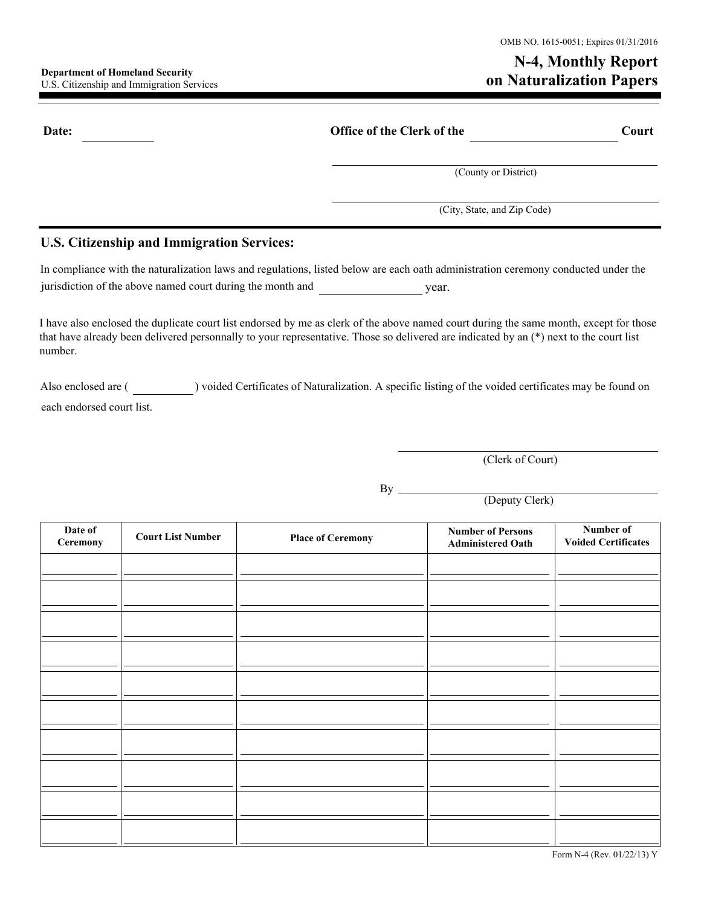OMB NO. 1615-0051; Expires 01/31/2016

**Department of Homeland Security**
U.S. Citizenship and Immigration Services

# N-4, Monthly Report on Naturalization Papers

**Date:** ____________ **Office of the Clerk of the** ________________________ **Court**

________________________________________
(County or District)

________________________________________
(City, State, and Zip Code)

## U.S. Citizenship and Immigration Services:

In compliance with the naturalization laws and regulations, listed below are each oath administration ceremony conducted under the jurisdiction of the above named court during the month and ________________ year.

I have also enclosed the duplicate court list endorsed by me as clerk of the above named court during the same month, except for those that have already been delivered personnally to your representative. Those so delivered are indicated by an (*) next to the court list number.

Also enclosed are ( __________ ) voided Certificates of Naturalization. A specific listing of the voided certificates may be found on each endorsed court list.

________________________________________
(Clerk of Court)

By ________________________________________
(Deputy Clerk)

| Date of Ceremony | Court List Number | Place of Ceremony | Number of Persons Administered Oath | Number of Voided Certificates |
|---|---|---|---|---|
| | | | | |
| | | | | |
| | | | | |
| | | | | |
| | | | | |
| | | | | |
| | | | | |
| | | | | |
| | | | | |
| | | | | |

Form N-4 (Rev. 01/22/13) Y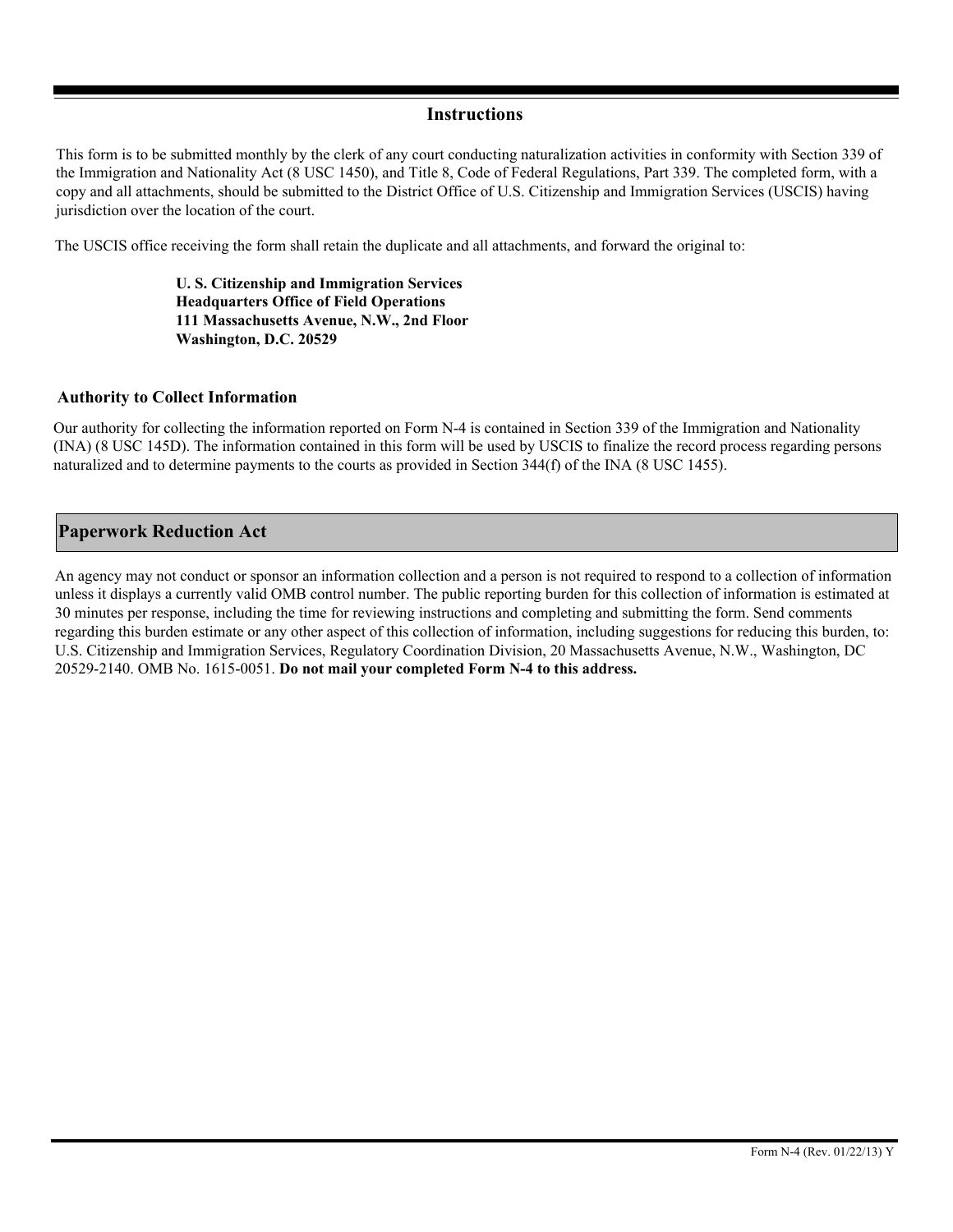## Instructions

This form is to be submitted monthly by the clerk of any court conducting naturalization activities in conformity with Section 339 of the Immigration and Nationality Act (8 USC 1450), and Title 8, Code of Federal Regulations, Part 339. The completed form, with a copy and all attachments, should be submitted to the District Office of U.S. Citizenship and Immigration Services (USCIS) having jurisdiction over the location of the court.

The USCIS office receiving the form shall retain the duplicate and all attachments, and forward the original to:

**U. S. Citizenship and Immigration Services**
**Headquarters Office of Field Operations**
**111 Massachusetts Avenue, N.W., 2nd Floor**
**Washington, D.C. 20529**

### Authority to Collect Information

Our authority for collecting the information reported on Form N-4 is contained in Section 339 of the Immigration and Nationality (INA) (8 USC 145D). The information contained in this form will be used by USCIS to finalize the record process regarding persons naturalized and to determine payments to the courts as provided in Section 344(f) of the INA (8 USC 1455).

## Paperwork Reduction Act

An agency may not conduct or sponsor an information collection and a person is not required to respond to a collection of information unless it displays a currently valid OMB control number. The public reporting burden for this collection of information is estimated at 30 minutes per response, including the time for reviewing instructions and completing and submitting the form. Send comments regarding this burden estimate or any other aspect of this collection of information, including suggestions for reducing this burden, to: U.S. Citizenship and Immigration Services, Regulatory Coordination Division, 20 Massachusetts Avenue, N.W., Washington, DC 20529-2140. OMB No. 1615-0051. **Do not mail your completed Form N-4 to this address.**

Form N-4 (Rev. 01/22/13) Y